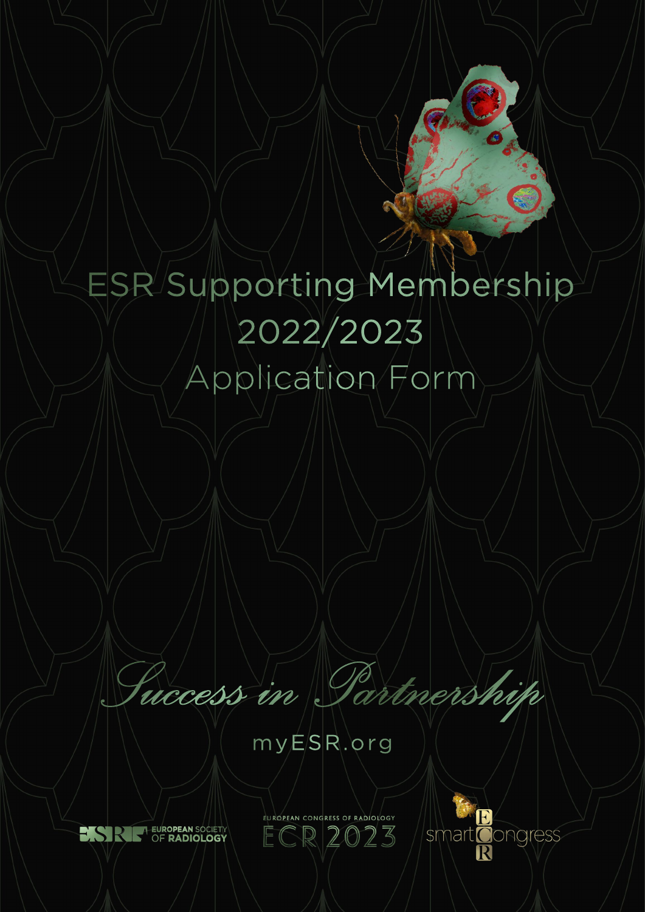# ESR Supporting Membership 2022/2023

## Application Form

*Success in Partnership*

myESR.org

EUROPEAN SOCIETY OF RADIOLOGY

EUROPEAN CONGRESS OF RADIOLOGY ECR 2023

smart ECR Congress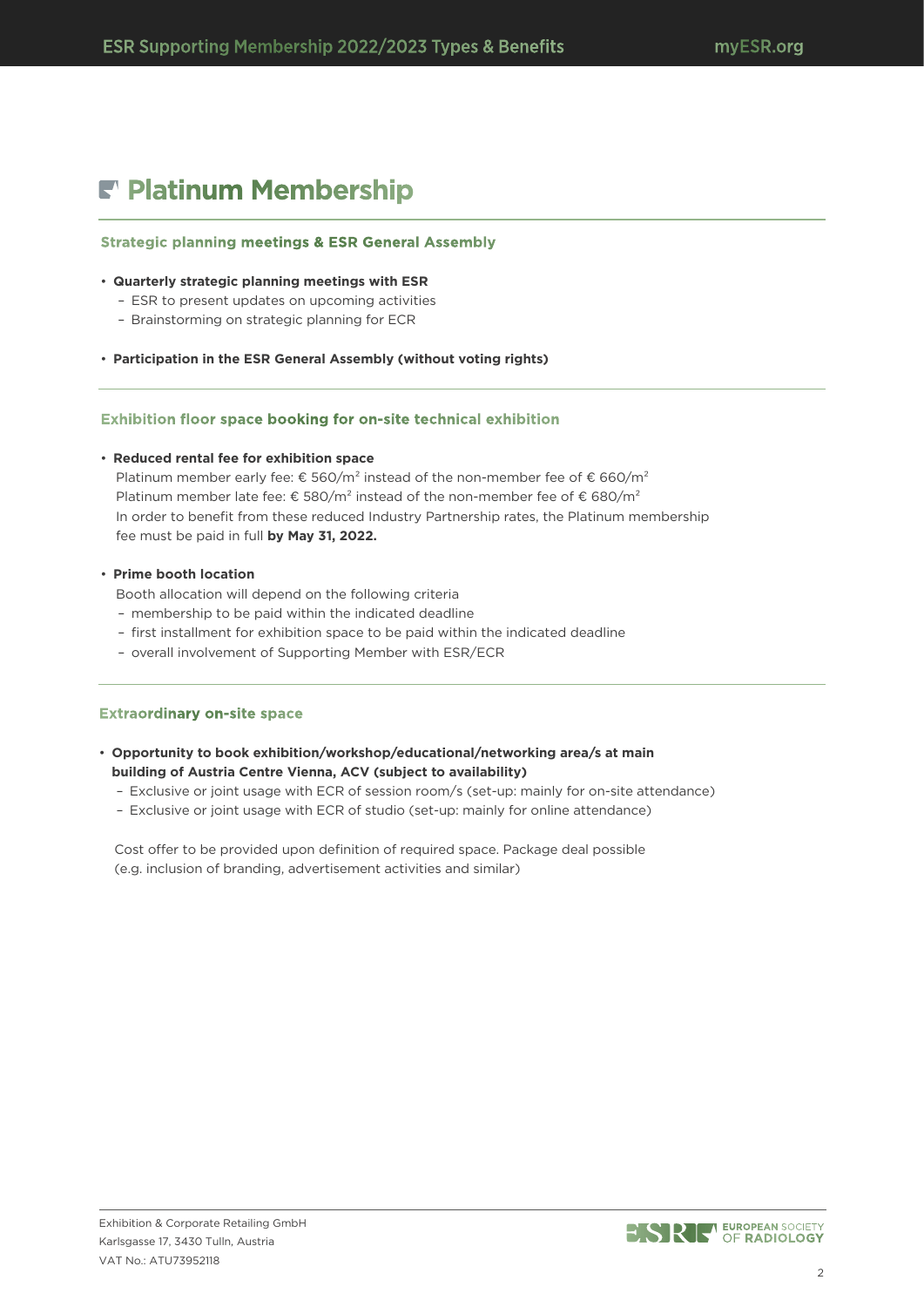# Platinum Membership

## Strategic planning meetings & ESR General Assembly

- **Quarterly strategic planning meetings with ESR**
  - ESR to present updates on upcoming activities
  - Brainstorming on strategic planning for ECR

- **Participation in the ESR General Assembly (without voting rights)**

## Exhibition floor space booking for on-site technical exhibition

- **Reduced rental fee for exhibition space**

  Platinum member early fee: € 560/m$^2$ instead of the non-member fee of € 660/m$^2$
  Platinum member late fee: € 580/m$^2$ instead of the non-member fee of € 680/m$^2$
  In order to benefit from these reduced Industry Partnership rates, the Platinum membership fee must be paid in full **by May 31, 2022.**

- **Prime booth location**

  Booth allocation will depend on the following criteria
  - membership to be paid within the indicated deadline
  - first installment for exhibition space to be paid within the indicated deadline
  - overall involvement of Supporting Member with ESR/ECR

## Extraordinary on-site space

- **Opportunity to book exhibition/workshop/educational/networking area/s at main building of Austria Centre Vienna, ACV (subject to availability)**
  - Exclusive or joint usage with ECR of session room/s (set-up: mainly for on-site attendance)
  - Exclusive or joint usage with ECR of studio (set-up: mainly for online attendance)

  Cost offer to be provided upon definition of required space. Package deal possible (e.g. inclusion of branding, advertisement activities and similar)

Exhibition & Corporate Retailing GmbH
Karlsgasse 17, 3430 Tulln, Austria
VAT No.: ATU73952118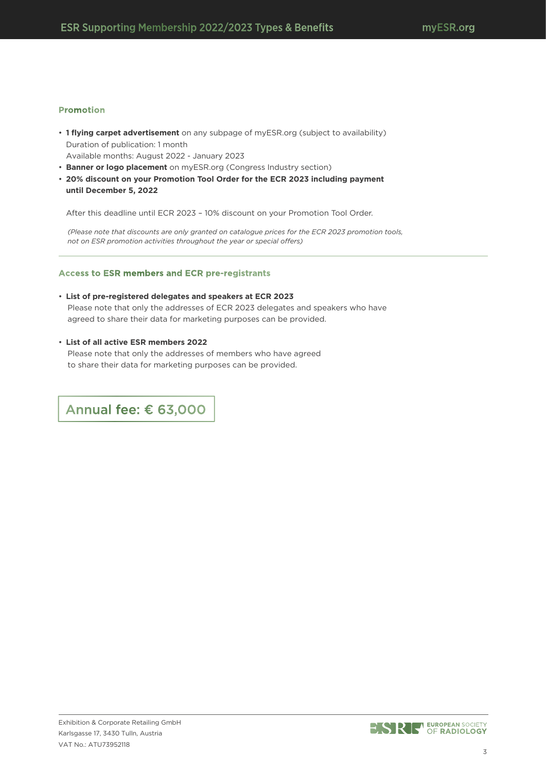### Promotion

- **1 flying carpet advertisement** on any subpage of myESR.org (subject to availability)
  Duration of publication: 1 month
  Available months: August 2022 - January 2023
- **Banner or logo placement** on myESR.org (Congress Industry section)
- **20% discount on your Promotion Tool Order for the ECR 2023 including payment until December 5, 2022**

  After this deadline until ECR 2023 – 10% discount on your Promotion Tool Order.

  *(Please note that discounts are only granted on catalogue prices for the ECR 2023 promotion tools, not on ESR promotion activities throughout the year or special offers)*

---

### Access to ESR members and ECR pre-registrants

- **List of pre-registered delegates and speakers at ECR 2023**
  Please note that only the addresses of ECR 2023 delegates and speakers who have agreed to share their data for marketing purposes can be provided.

- **List of all active ESR members 2022**
  Please note that only the addresses of members who have agreed to share their data for marketing purposes can be provided.

## Annual fee: € 63,000

Exhibition & Corporate Retailing GmbH
Karlsgasse 17, 3430 Tulln, Austria
VAT No.: ATU73952118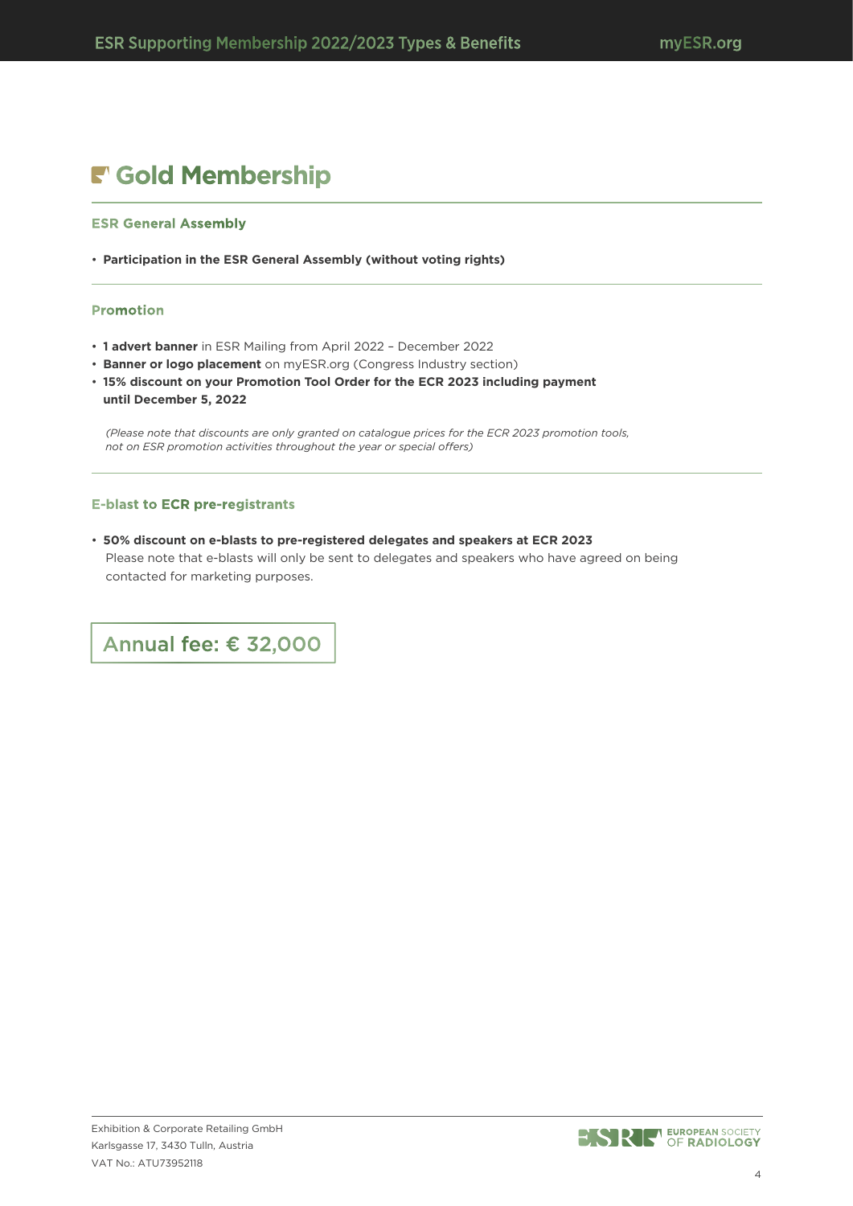# Gold Membership

### ESR General Assembly

- **Participation in the ESR General Assembly (without voting rights)**

### Promotion

- **1 advert banner** in ESR Mailing from April 2022 – December 2022
- **Banner or logo placement** on myESR.org (Congress Industry section)
- **15% discount on your Promotion Tool Order for the ECR 2023 including payment until December 5, 2022**

  *(Please note that discounts are only granted on catalogue prices for the ECR 2023 promotion tools, not on ESR promotion activities throughout the year or special offers)*

### E-blast to ECR pre-registrants

- **50% discount on e-blasts to pre-registered delegates and speakers at ECR 2023**
  Please note that e-blasts will only be sent to delegates and speakers who have agreed on being contacted for marketing purposes.

**Annual fee: € 32,000**

Exhibition & Corporate Retailing GmbH
Karlsgasse 17, 3430 Tulln, Austria
VAT No.: ATU73952118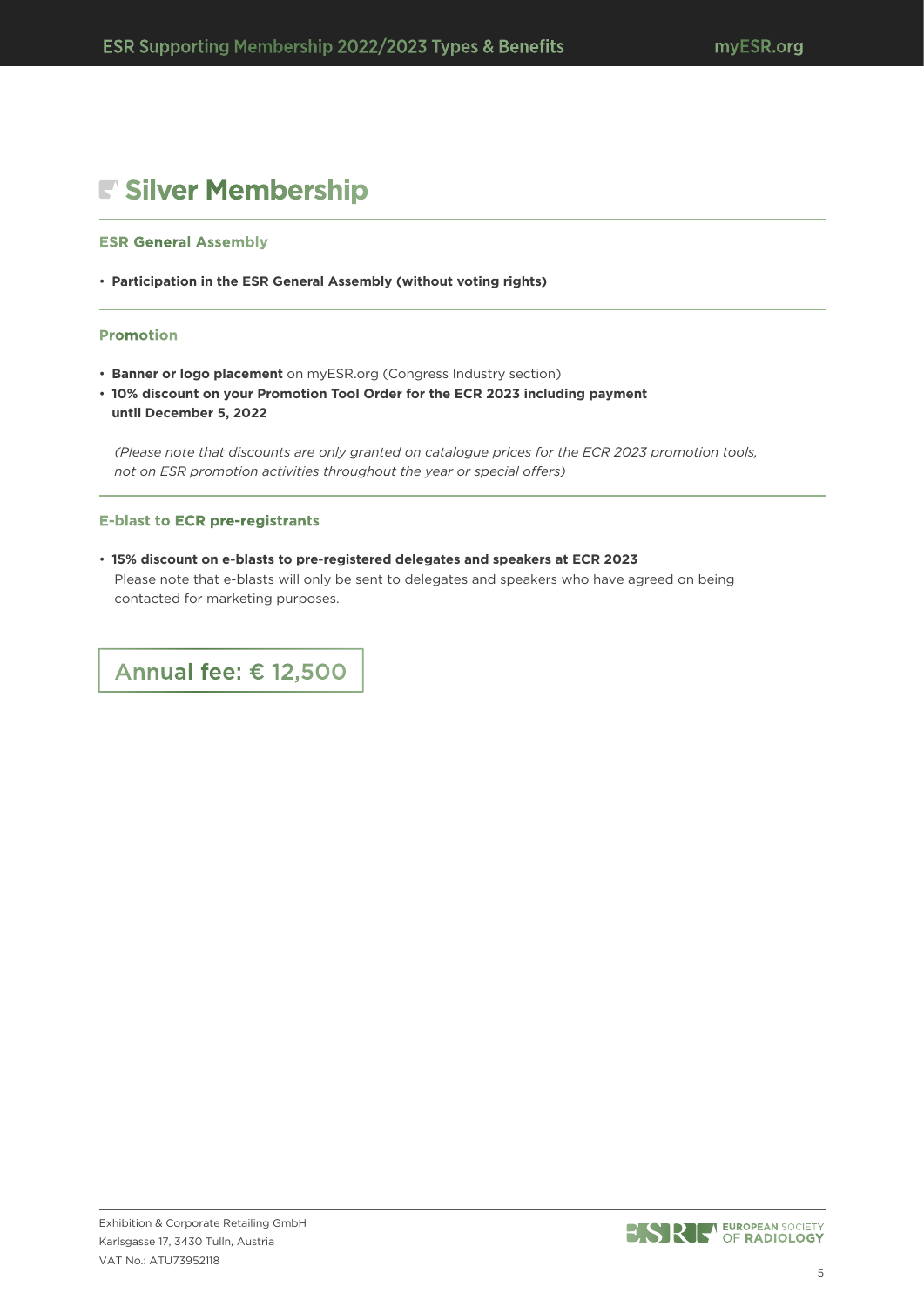# Silver Membership

### ESR General Assembly

- **Participation in the ESR General Assembly (without voting rights)**

### Promotion

- **Banner or logo placement** on myESR.org (Congress Industry section)
- **10% discount on your Promotion Tool Order for the ECR 2023 including payment until December 5, 2022**

*(Please note that discounts are only granted on catalogue prices for the ECR 2023 promotion tools, not on ESR promotion activities throughout the year or special offers)*

### E-blast to ECR pre-registrants

- **15% discount on e-blasts to pre-registered delegates and speakers at ECR 2023**
  Please note that e-blasts will only be sent to delegates and speakers who have agreed on being contacted for marketing purposes.

**Annual fee: € 12,500**

Exhibition & Corporate Retailing GmbH
Karlsgasse 17, 3430 Tulln, Austria
VAT No.: ATU73952118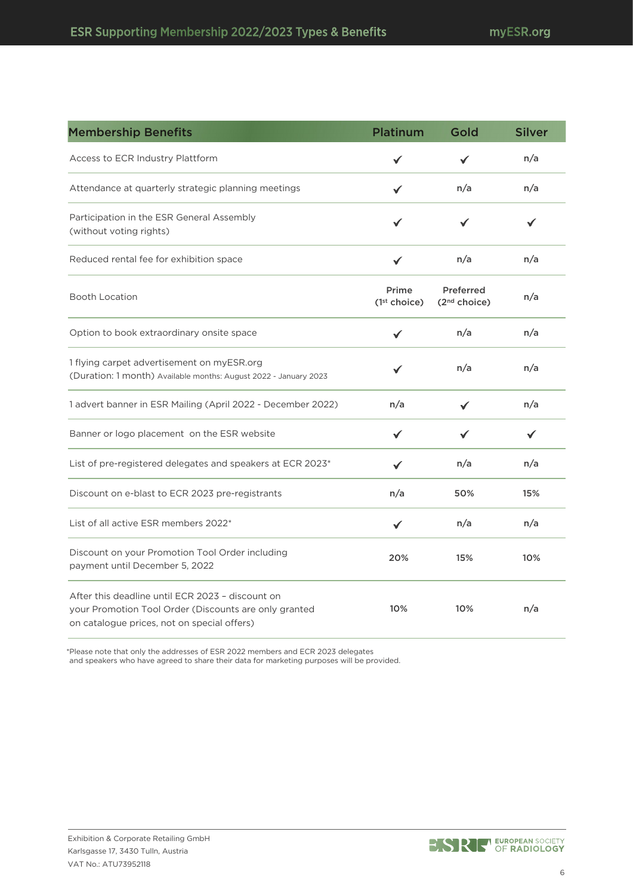| Membership Benefits | Platinum | Gold | Silver |
|---|---|---|---|
| Access to ECR Industry Plattform | ✔ | ✔ | n/a |
| Attendance at quarterly strategic planning meetings | ✔ | n/a | n/a |
| Participation in the ESR General Assembly (without voting rights) | ✔ | ✔ | ✔ |
| Reduced rental fee for exhibition space | ✔ | n/a | n/a |
| Booth Location | Prime (1st choice) | Preferred (2nd choice) | n/a |
| Option to book extraordinary onsite space | ✔ | n/a | n/a |
| 1 flying carpet advertisement on myESR.org (Duration: 1 month) Available months: August 2022 - January 2023 | ✔ | n/a | n/a |
| 1 advert banner in ESR Mailing (April 2022 - December 2022) | n/a | ✔ | n/a |
| Banner or logo placement on the ESR website | ✔ | ✔ | ✔ |
| List of pre-registered delegates and speakers at ECR 2023* | ✔ | n/a | n/a |
| Discount on e-blast to ECR 2023 pre-registrants | n/a | 50% | 15% |
| List of all active ESR members 2022* | ✔ | n/a | n/a |
| Discount on your Promotion Tool Order including payment until December 5, 2022 | 20% | 15% | 10% |
| After this deadline until ECR 2023 – discount on your Promotion Tool Order (Discounts are only granted on catalogue prices, not on special offers) | 10% | 10% | n/a |

*Please note that only the addresses of ESR 2022 members and ECR 2023 delegates and speakers who have agreed to share their data for marketing purposes will be provided.

Exhibition & Corporate Retailing GmbH
Karlsgasse 17, 3430 Tulln, Austria
VAT No.: ATU73952118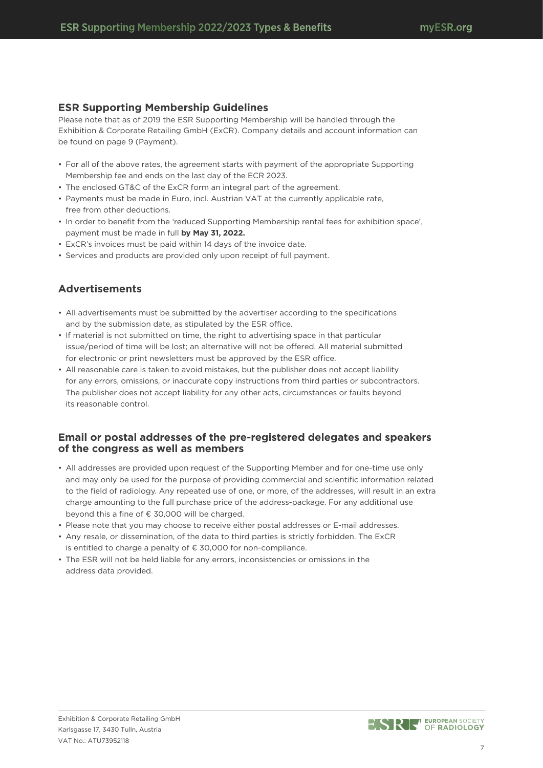## ESR Supporting Membership Guidelines

Please note that as of 2019 the ESR Supporting Membership will be handled through the Exhibition & Corporate Retailing GmbH (ExCR). Company details and account information can be found on page 9 (Payment).

- For all of the above rates, the agreement starts with payment of the appropriate Supporting Membership fee and ends on the last day of the ECR 2023.
- The enclosed GT&C of the ExCR form an integral part of the agreement.
- Payments must be made in Euro, incl. Austrian VAT at the currently applicable rate, free from other deductions.
- In order to benefit from the 'reduced Supporting Membership rental fees for exhibition space', payment must be made in full **by May 31, 2022.**
- ExCR's invoices must be paid within 14 days of the invoice date.
- Services and products are provided only upon receipt of full payment.

## Advertisements

- All advertisements must be submitted by the advertiser according to the specifications and by the submission date, as stipulated by the ESR office.
- If material is not submitted on time, the right to advertising space in that particular issue/period of time will be lost; an alternative will not be offered. All material submitted for electronic or print newsletters must be approved by the ESR office.
- All reasonable care is taken to avoid mistakes, but the publisher does not accept liability for any errors, omissions, or inaccurate copy instructions from third parties or subcontractors. The publisher does not accept liability for any other acts, circumstances or faults beyond its reasonable control.

## Email or postal addresses of the pre-registered delegates and speakers of the congress as well as members

- All addresses are provided upon request of the Supporting Member and for one-time use only and may only be used for the purpose of providing commercial and scientific information related to the field of radiology. Any repeated use of one, or more, of the addresses, will result in an extra charge amounting to the full purchase price of the address-package. For any additional use beyond this a fine of € 30,000 will be charged.
- Please note that you may choose to receive either postal addresses or E-mail addresses.
- Any resale, or dissemination, of the data to third parties is strictly forbidden. The ExCR is entitled to charge a penalty of € 30,000 for non-compliance.
- The ESR will not be held liable for any errors, inconsistencies or omissions in the address data provided.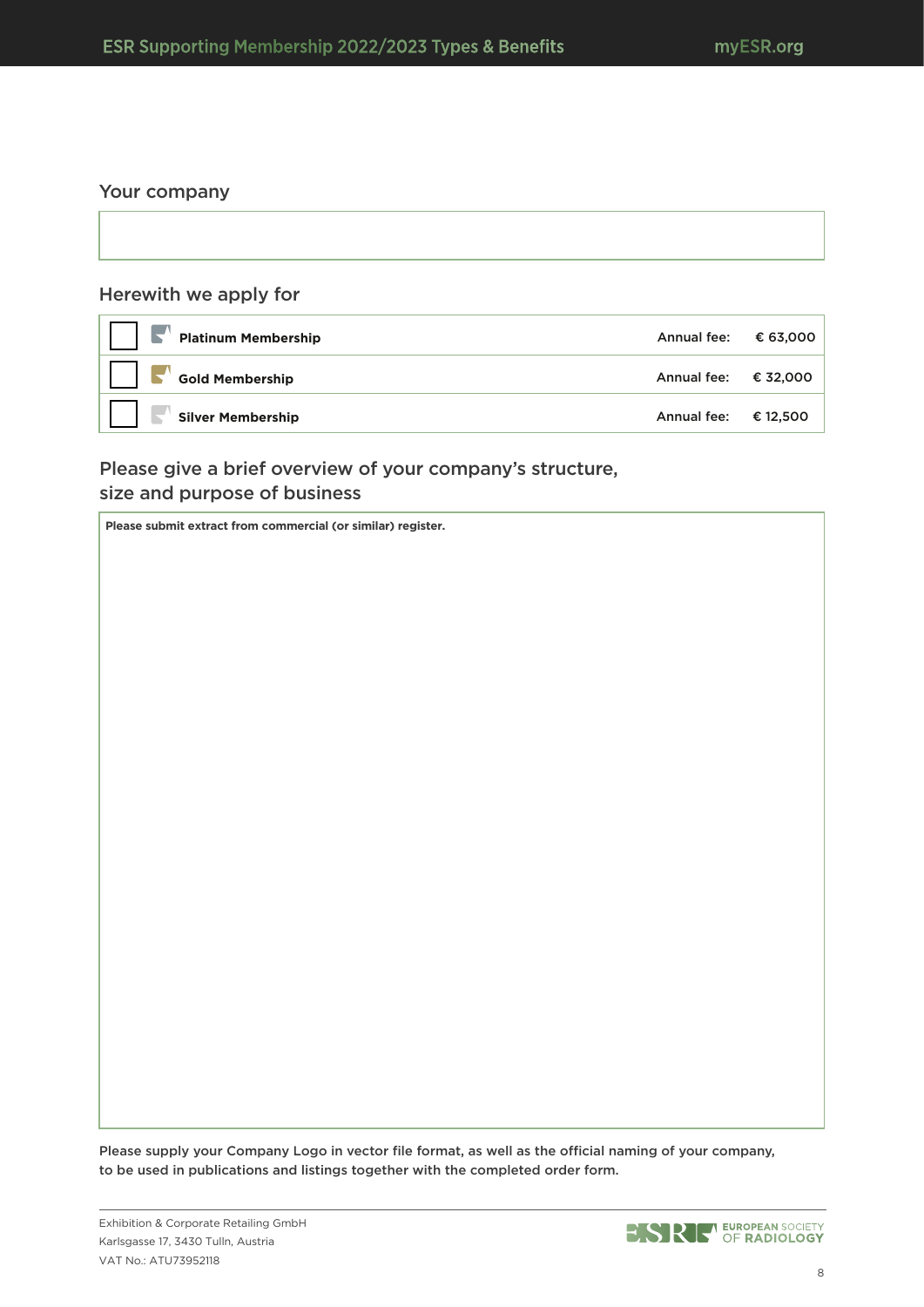## Your company

| |
|---|
| |

## Herewith we apply for

| | | | |
|---|---|---|---|
| ☐ | **Platinum Membership** | Annual fee: | € 63,000 |
| ☐ | **Gold Membership** | Annual fee: | € 32,000 |
| ☐ | **Silver Membership** | Annual fee: | € 12,500 |

## Please give a brief overview of your company's structure, size and purpose of business

**Please submit extract from commercial (or similar) register.**

Please supply your Company Logo in vector file format, as well as the official naming of your company, to be used in publications and listings together with the completed order form.

Exhibition & Corporate Retailing GmbH
Karlsgasse 17, 3430 Tulln, Austria
VAT No.: ATU73952118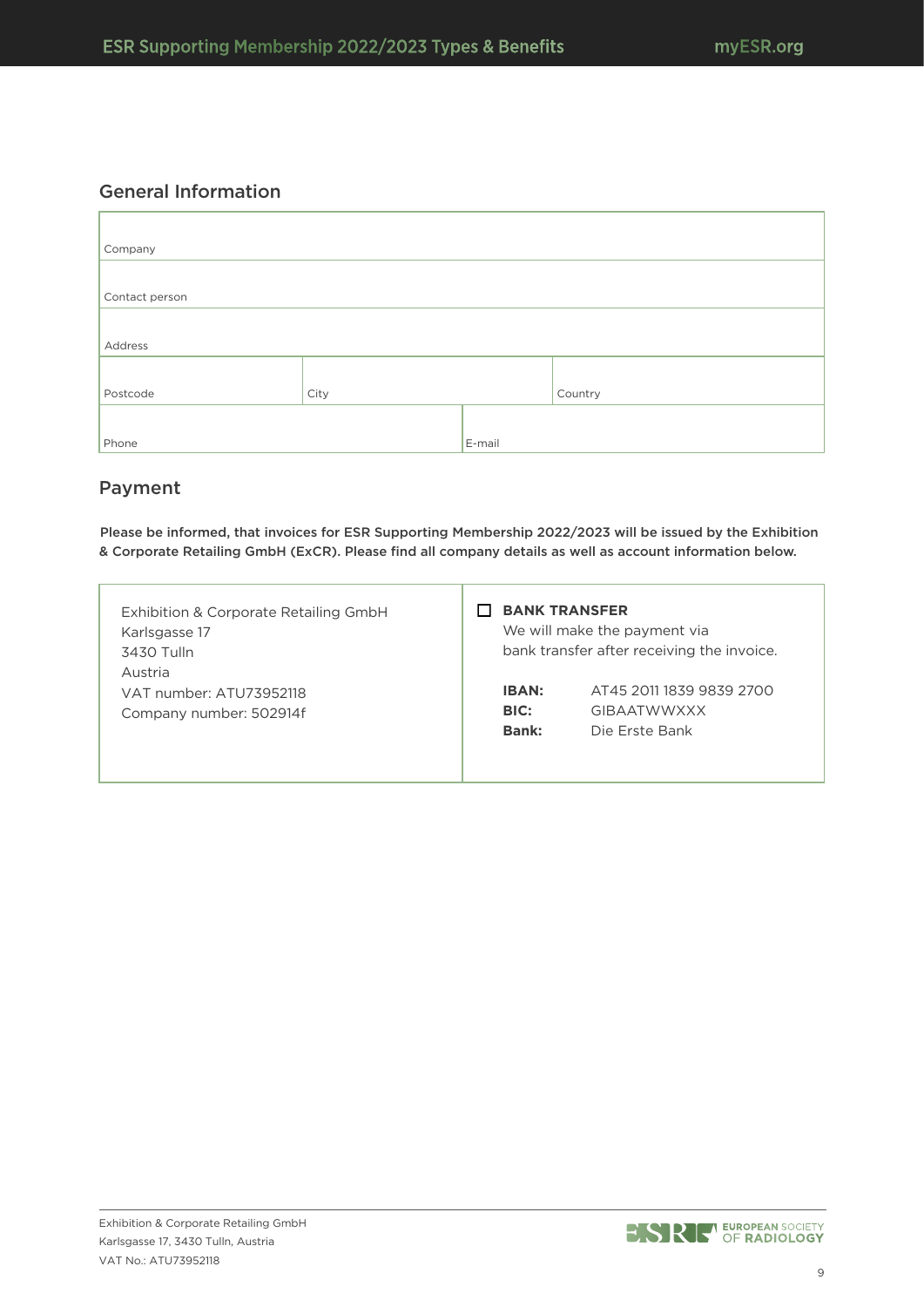## General Information

| | | |
|---|---|---|
| Company | | |
| Contact person | | |
| Address | | |
| Postcode | City | Country |
| Phone | E-mail | |

## Payment

**Please be informed, that invoices for ESR Supporting Membership 2022/2023 will be issued by the Exhibition & Corporate Retailing GmbH (ExCR). Please find all company details as well as account information below.**

| | |
|---|---|
| Exhibition & Corporate Retailing GmbH<br>Karlsgasse 17<br>3430 Tulln<br>Austria<br>VAT number: ATU73952118<br>Company number: 502914f | ☐ **BANK TRANSFER**<br>We will make the payment via bank transfer after receiving the invoice.<br><br>**IBAN:** AT45 2011 1839 9839 2700<br>**BIC:** GIBAATWWXXX<br>**Bank:** Die Erste Bank |

Exhibition & Corporate Retailing GmbH
Karlsgasse 17, 3430 Tulln, Austria
VAT No.: ATU73952118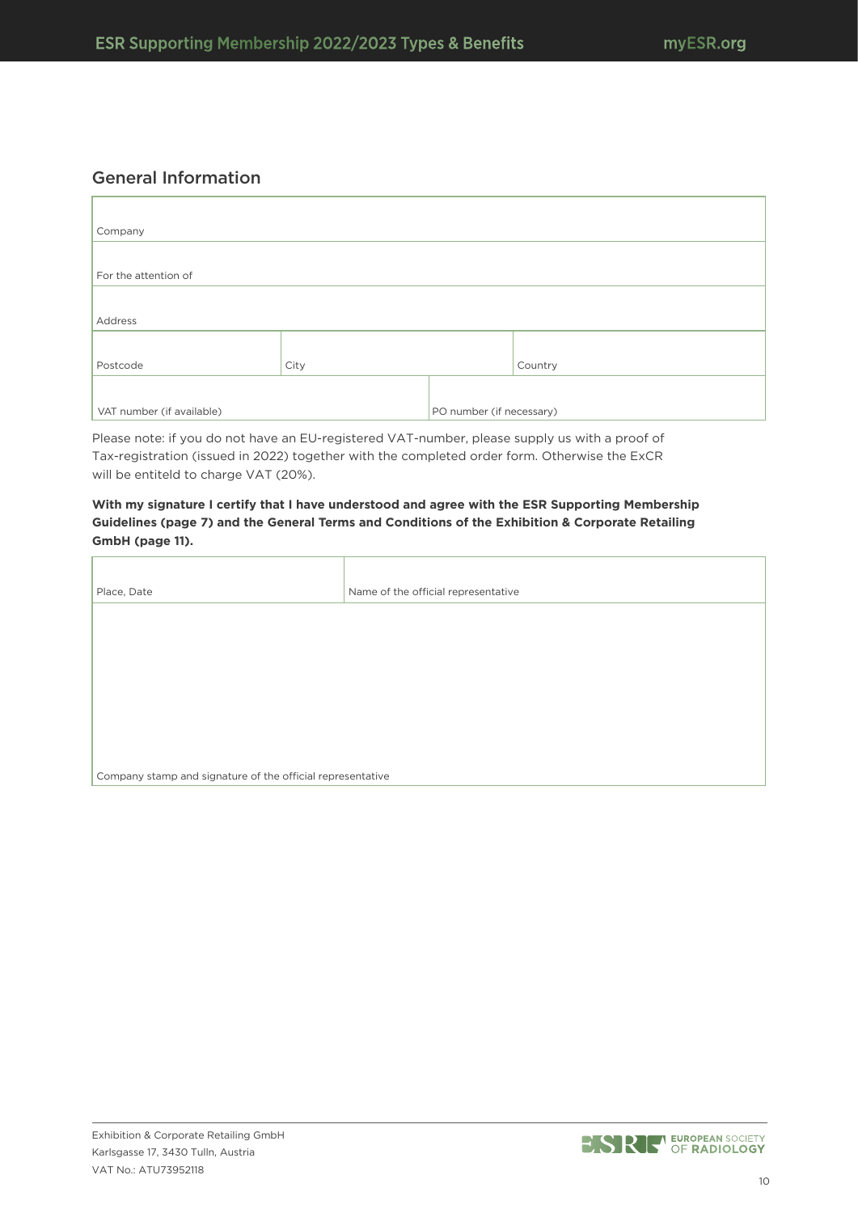## General Information

| |
|---|
| Company |
| For the attention of |
| Address |

| | | |
|---|---|---|
| Postcode | City | Country |

| | |
|---|---|
| VAT number (if available) | PO number (if necessary) |

Please note: if you do not have an EU-registered VAT-number, please supply us with a proof of Tax-registration (issued in 2022) together with the completed order form. Otherwise the ExCR will be entiteld to charge VAT (20%).

**With my signature I certify that I have understood and agree with the ESR Supporting Membership Guidelines (page 7) and the General Terms and Conditions of the Exhibition & Corporate Retailing GmbH (page 11).**

| | |
|---|---|
| Place, Date | Name of the official representative |

| |
|---|
| Company stamp and signature of the official representative |

Exhibition & Corporate Retailing GmbH
Karlsgasse 17, 3430 Tulln, Austria
VAT No.: ATU73952118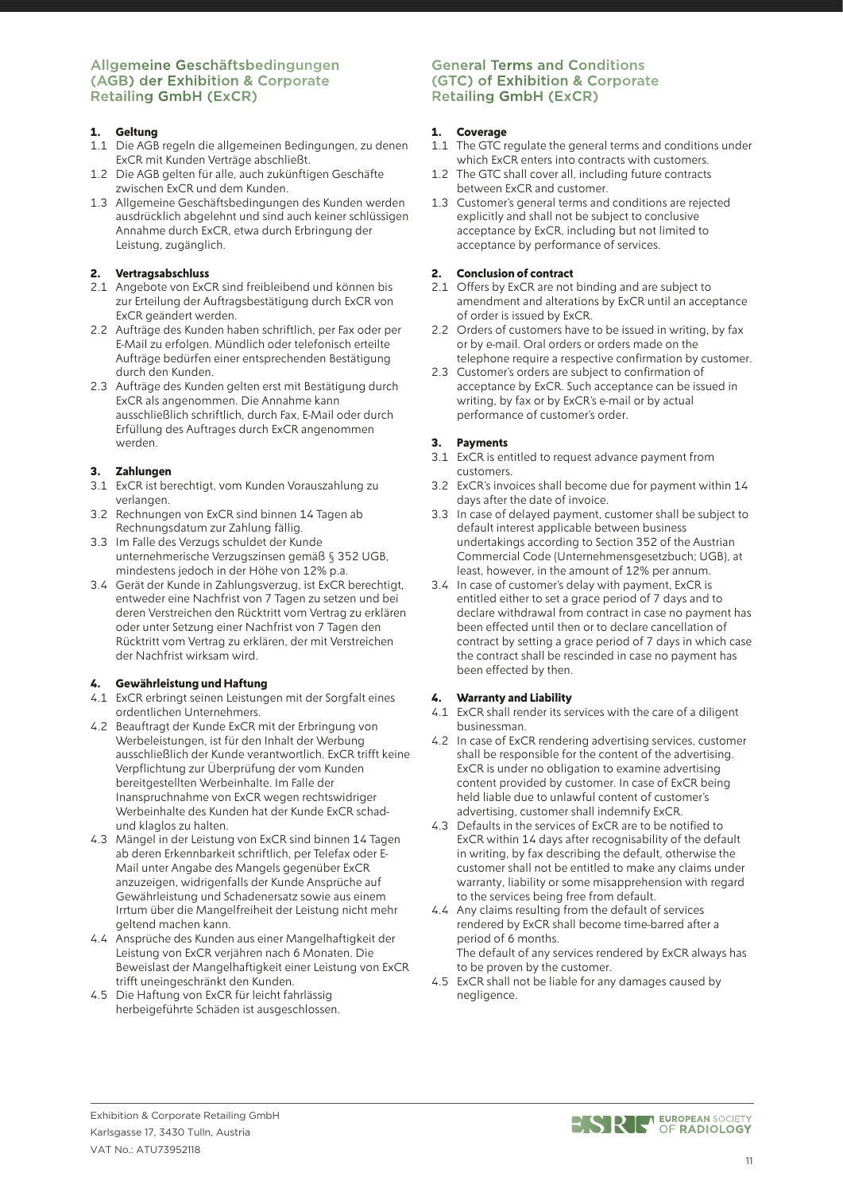## Allgemeine Geschäftsbedingungen (AGB) der Exhibition & Corporate Retailing GmbH (ExCR)

### 1. Geltung

1.1 Die AGB regeln die allgemeinen Bedingungen, zu denen ExCR mit Kunden Verträge abschließt.

1.2 Die AGB gelten für alle, auch zukünftigen Geschäfte zwischen ExCR und dem Kunden.

1.3 Allgemeine Geschäftsbedingungen des Kunden werden ausdrücklich abgelehnt und sind auch keiner schlüssigen Annahme durch ExCR, etwa durch Erbringung der Leistung, zugänglich.

### 2. Vertragsabschluss

2.1 Angebote von ExCR sind freibleibend und können bis zur Erteilung der Auftragsbestätigung durch ExCR von ExCR geändert werden.

2.2 Aufträge des Kunden haben schriftlich, per Fax oder per E-Mail zu erfolgen. Mündlich oder telefonisch erteilte Aufträge bedürfen einer entsprechenden Bestätigung durch den Kunden.

2.3 Aufträge des Kunden gelten erst mit Bestätigung durch ExCR als angenommen. Die Annahme kann ausschließlich schriftlich, durch Fax, E-Mail oder durch Erfüllung des Auftrages durch ExCR angenommen werden.

### 3. Zahlungen

3.1 ExCR ist berechtigt, vom Kunden Vorauszahlung zu verlangen.

3.2 Rechnungen von ExCR sind binnen 14 Tagen ab Rechnungsdatum zur Zahlung fällig.

3.3 Im Falle des Verzugs schuldet der Kunde unternehmerische Verzugszinsen gemäß § 352 UGB, mindestens jedoch in der Höhe von 12% p.a.

3.4 Gerät der Kunde in Zahlungsverzug, ist ExCR berechtigt, entweder eine Nachfrist von 7 Tagen zu setzen und bei deren Verstreichen den Rücktritt vom Vertrag zu erklären oder unter Setzung einer Nachfrist von 7 Tagen den Rücktritt vom Vertrag zu erklären, der mit Verstreichen der Nachfrist wirksam wird.

### 4. Gewährleistung und Haftung

4.1 ExCR erbringt seinen Leistungen mit der Sorgfalt eines ordentlichen Unternehmers.

4.2 Beauftragt der Kunde ExCR mit der Erbringung von Werbeleistungen, ist für den Inhalt der Werbung ausschließlich der Kunde verantwortlich. ExCR trifft keine Verpflichtung zur Überprüfung der vom Kunden bereitgestellten Werbeinhalte. Im Falle der Inanspruchnahme von ExCR wegen rechtswidriger Werbeinhalte des Kunden hat der Kunde ExCR schad- und klaglos zu halten.

4.3 Mängel in der Leistung von ExCR sind binnen 14 Tagen ab deren Erkennbarkeit schriftlich, per Telefax oder E-Mail unter Angabe des Mangels gegenüber ExCR anzuzeigen, widrigenfalls der Kunde Ansprüche auf Gewährleistung und Schadenersatz sowie aus einem Irrtum über die Mangelfreiheit der Leistung nicht mehr geltend machen kann.

4.4 Ansprüche des Kunden aus einer Mangelhaftigkeit der Leistung von ExCR verjähren nach 6 Monaten. Die Beweislast der Mangelhaftigkeit einer Leistung von ExCR trifft uneingeschränkt den Kunden.

4.5 Die Haftung von ExCR für leicht fahrlässig herbeigeführte Schäden ist ausgeschlossen.

## General Terms and Conditions (GTC) of Exhibition & Corporate Retailing GmbH (ExCR)

### 1. Coverage

1.1 The GTC regulate the general terms and conditions under which ExCR enters into contracts with customers.

1.2 The GTC shall cover all, including future contracts between ExCR and customer.

1.3 Customer's general terms and conditions are rejected explicitly and shall not be subject to conclusive acceptance by ExCR, including but not limited to acceptance by performance of services.

### 2. Conclusion of contract

2.1 Offers by ExCR are not binding and are subject to amendment and alterations by ExCR until an acceptance of order is issued by ExCR.

2.2 Orders of customers have to be issued in writing, by fax or by e-mail. Oral orders or orders made on the telephone require a respective confirmation by customer.

2.3 Customer's orders are subject to confirmation of acceptance by ExCR. Such acceptance can be issued in writing, by fax or by ExCR's e-mail or by actual performance of customer's order.

### 3. Payments

3.1 ExCR is entitled to request advance payment from customers.

3.2 ExCR's invoices shall become due for payment within 14 days after the date of invoice.

3.3 In case of delayed payment, customer shall be subject to default interest applicable between business undertakings according to Section 352 of the Austrian Commercial Code (Unternehmensgesetzbuch; UGB), at least, however, in the amount of 12% per annum.

3.4 In case of customer's delay with payment, ExCR is entitled either to set a grace period of 7 days and to declare withdrawal from contract in case no payment has been effected until then or to declare cancellation of contract by setting a grace period of 7 days in which case the contract shall be rescinded in case no payment has been effected by then.

### 4. Warranty and Liability

4.1 ExCR shall render its services with the care of a diligent businessman.

4.2 In case of ExCR rendering advertising services, customer shall be responsible for the content of the advertising. ExCR is under no obligation to examine advertising content provided by customer. In case of ExCR being held liable due to unlawful content of customer's advertising, customer shall indemnify ExCR.

4.3 Defaults in the services of ExCR are to be notified to ExCR within 14 days after recognisability of the default in writing, by fax describing the default, otherwise the customer shall not be entitled to make any claims under warranty, liability or some misapprehension with regard to the services being free from default.

4.4 Any claims resulting from the default of services rendered by ExCR shall become time-barred after a period of 6 months.
The default of any services rendered by ExCR always has to be proven by the customer.

4.5 ExCR shall not be liable for any damages caused by negligence.

Exhibition & Corporate Retailing GmbH
Karlsgasse 17, 3430 Tulln, Austria
VAT No.: ATU73952118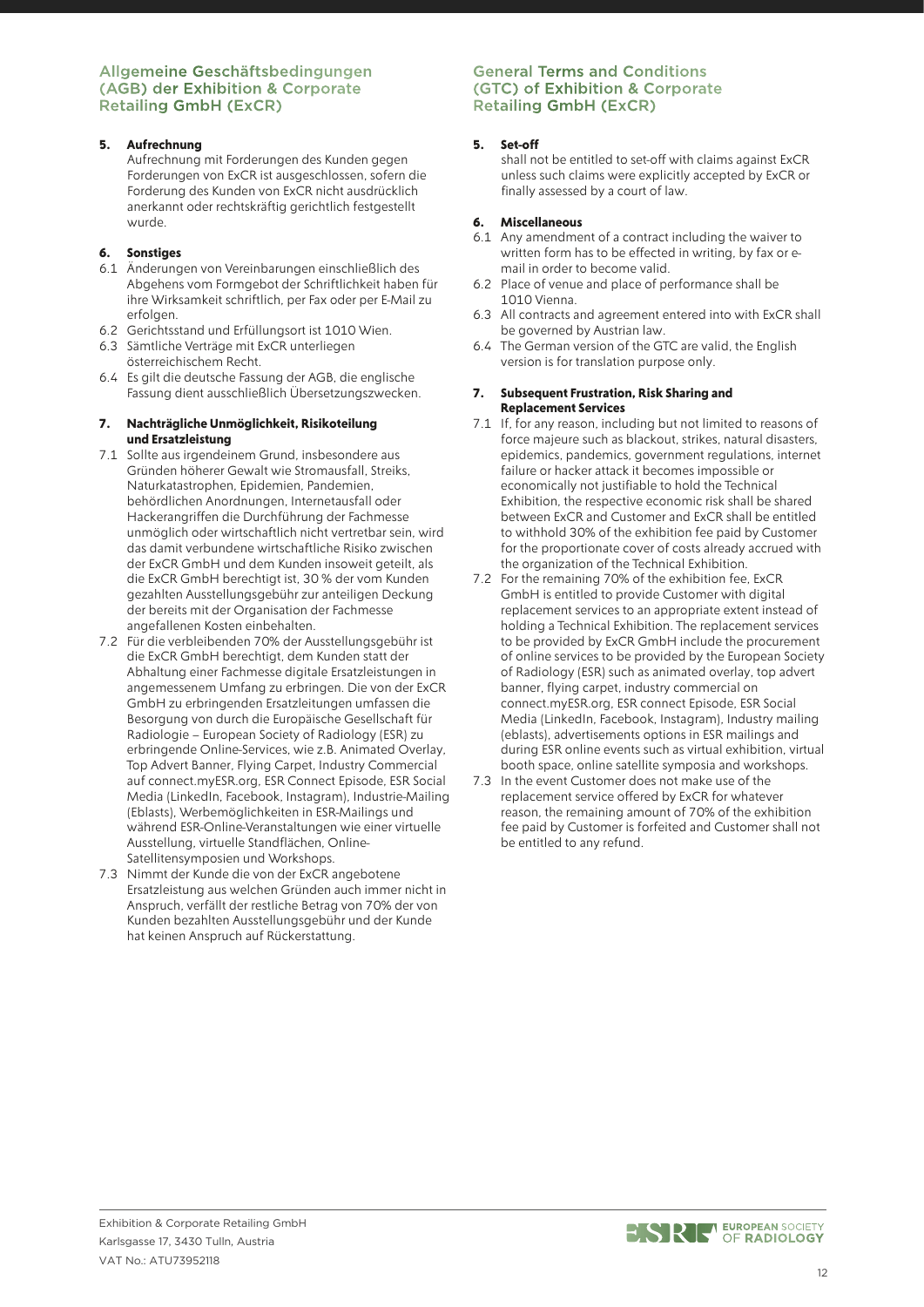## Allgemeine Geschäftsbedingungen (AGB) der Exhibition & Corporate Retailing GmbH (ExCR)

**5. Aufrechnung**

Aufrechnung mit Forderungen des Kunden gegen Forderungen von ExCR ist ausgeschlossen, sofern die Forderung des Kunden von ExCR nicht ausdrücklich anerkannt oder rechtskräftig gerichtlich festgestellt wurde.

**6. Sonstiges**

6.1 Änderungen von Vereinbarungen einschließlich des Abgehens vom Formgebot der Schriftlichkeit haben für ihre Wirksamkeit schriftlich, per Fax oder per E-Mail zu erfolgen.

6.2 Gerichtsstand und Erfüllungsort ist 1010 Wien.

6.3 Sämtliche Verträge mit ExCR unterliegen österreichischem Recht.

6.4 Es gilt die deutsche Fassung der AGB, die englische Fassung dient ausschließlich Übersetzungszwecken.

**7. Nachträgliche Unmöglichkeit, Risikoteilung und Ersatzleistung**

7.1 Sollte aus irgendeinem Grund, insbesondere aus Gründen höherer Gewalt wie Stromausfall, Streiks, Naturkatastrophen, Epidemien, Pandemien, behördlichen Anordnungen, Internetausfall oder Hackerangriffen die Durchführung der Fachmesse unmöglich oder wirtschaftlich nicht vertretbar sein, wird das damit verbundene wirtschaftliche Risiko zwischen der ExCR GmbH und dem Kunden insoweit geteilt, als die ExCR GmbH berechtigt ist, 30 % der vom Kunden gezahlten Ausstellungsgebühr zur anteiligen Deckung der bereits mit der Organisation der Fachmesse angefallenen Kosten einbehalten.

7.2 Für die verbleibenden 70% der Ausstellungsgebühr ist die ExCR GmbH berechtigt, dem Kunden statt der Abhaltung einer Fachmesse digitale Ersatzleistungen in angemessenem Umfang zu erbringen. Die von der ExCR GmbH zu erbringenden Ersatzleitungen umfassen die Besorgung von durch die Europäische Gesellschaft für Radiologie – European Society of Radiology (ESR) zu erbringende Online-Services, wie z.B. Animated Overlay, Top Advert Banner, Flying Carpet, Industry Commercial auf connect.myESR.org, ESR Connect Episode, ESR Social Media (LinkedIn, Facebook, Instagram), Industrie-Mailing (Eblasts), Werbemöglichkeiten in ESR-Mailings und während ESR-Online-Veranstaltungen wie einer virtuelle Ausstellung, virtuelle Standflächen, Online-Satellitensymposien und Workshops.

7.3 Nimmt der Kunde die von der ExCR angebotene Ersatzleistung aus welchen Gründen auch immer nicht in Anspruch, verfällt der restliche Betrag von 70% der von Kunden bezahlten Ausstellungsgebühr und der Kunde hat keinen Anspruch auf Rückerstattung.

## General Terms and Conditions (GTC) of Exhibition & Corporate Retailing GmbH (ExCR)

**5. Set-off**

shall not be entitled to set-off with claims against ExCR unless such claims were explicitly accepted by ExCR or finally assessed by a court of law.

**6. Miscellaneous**

6.1 Any amendment of a contract including the waiver to written form has to be effected in writing, by fax or e-mail in order to become valid.

6.2 Place of venue and place of performance shall be 1010 Vienna.

6.3 All contracts and agreement entered into with ExCR shall be governed by Austrian law.

6.4 The German version of the GTC are valid, the English version is for translation purpose only.

**7. Subsequent Frustration, Risk Sharing and Replacement Services**

7.1 If, for any reason, including but not limited to reasons of force majeure such as blackout, strikes, natural disasters, epidemics, pandemics, government regulations, internet failure or hacker attack it becomes impossible or economically not justifiable to hold the Technical Exhibition, the respective economic risk shall be shared between ExCR and Customer and ExCR shall be entitled to withhold 30% of the exhibition fee paid by Customer for the proportionate cover of costs already accrued with the organization of the Technical Exhibition.

7.2 For the remaining 70% of the exhibition fee, ExCR GmbH is entitled to provide Customer with digital replacement services to an appropriate extent instead of holding a Technical Exhibition. The replacement services to be provided by ExCR GmbH include the procurement of online services to be provided by the European Society of Radiology (ESR) such as animated overlay, top advert banner, flying carpet, industry commercial on connect.myESR.org, ESR connect Episode, ESR Social Media (LinkedIn, Facebook, Instagram), Industry mailing (eblasts), advertisements options in ESR mailings and during ESR online events such as virtual exhibition, virtual booth space, online satellite symposia and workshops.

7.3 In the event Customer does not make use of the replacement service offered by ExCR for whatever reason, the remaining amount of 70% of the exhibition fee paid by Customer is forfeited and Customer shall not be entitled to any refund.

Exhibition & Corporate Retailing GmbH
Karlsgasse 17, 3430 Tulln, Austria
VAT No.: ATU73952118